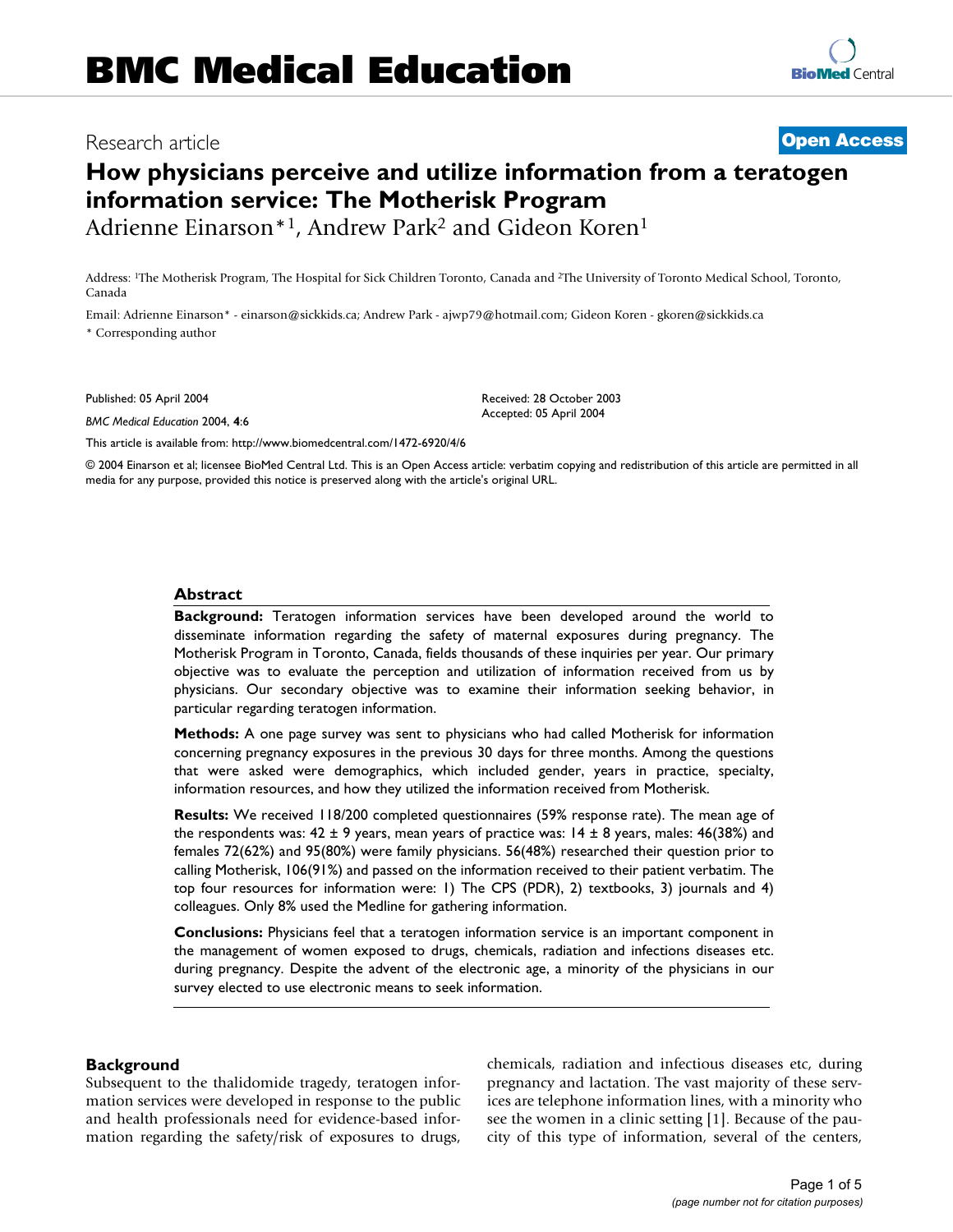# BMC Medical Education

Research article **Open Access**

## How physicians perceive and utilize information from a teratogen information service: The Motherisk Program

Adrienne Einarson*[1], Andrew Park[2] and Gideon Koren[1]

Address: [1]The Motherisk Program, The Hospital for Sick Children Toronto, Canada and [2]The University of Toronto Medical School, Toronto, Canada

Email: Adrienne Einarson* - einarson@sickkids.ca; Andrew Park - ajwp79@hotmail.com; Gideon Koren - gkoren@sickkids.ca

\* Corresponding author

Published: 05 April 2004

*BMC Medical Education* 2004, **4**:6

Received: 28 October 2003
Accepted: 05 April 2004

This article is available from: http://www.biomedcentral.com/1472-6920/4/6

© 2004 Einarson et al; licensee BioMed Central Ltd. This is an Open Access article: verbatim copying and redistribution of this article are permitted in all media for any purpose, provided this notice is preserved along with the article's original URL.

### Abstract

**Background:** Teratogen information services have been developed around the world to disseminate information regarding the safety of maternal exposures during pregnancy. The Motherisk Program in Toronto, Canada, fields thousands of these inquiries per year. Our primary objective was to evaluate the perception and utilization of information received from us by physicians. Our secondary objective was to examine their information seeking behavior, in particular regarding teratogen information.

**Methods:** A one page survey was sent to physicians who had called Motherisk for information concerning pregnancy exposures in the previous 30 days for three months. Among the questions that were asked were demographics, which included gender, years in practice, specialty, information resources, and how they utilized the information received from Motherisk.

**Results:** We received 118/200 completed questionnaires (59% response rate). The mean age of the respondents was: 42 ± 9 years, mean years of practice was: 14 ± 8 years, males: 46(38%) and females 72(62%) and 95(80%) were family physicians. 56(48%) researched their question prior to calling Motherisk, 106(91%) and passed on the information received to their patient verbatim. The top four resources for information were: 1) The CPS (PDR), 2) textbooks, 3) journals and 4) colleagues. Only 8% used the Medline for gathering information.

**Conclusions:** Physicians feel that a teratogen information service is an important component in the management of women exposed to drugs, chemicals, radiation and infections diseases etc. during pregnancy. Despite the advent of the electronic age, a minority of the physicians in our survey elected to use electronic means to seek information.

### Background

Subsequent to the thalidomide tragedy, teratogen information services were developed in response to the public and health professionals need for evidence-based information regarding the safety/risk of exposures to drugs, chemicals, radiation and infectious diseases etc, during pregnancy and lactation. The vast majority of these services are telephone information lines, with a minority who see the women in a clinic setting [1]. Because of the paucity of this type of information, several of the centers,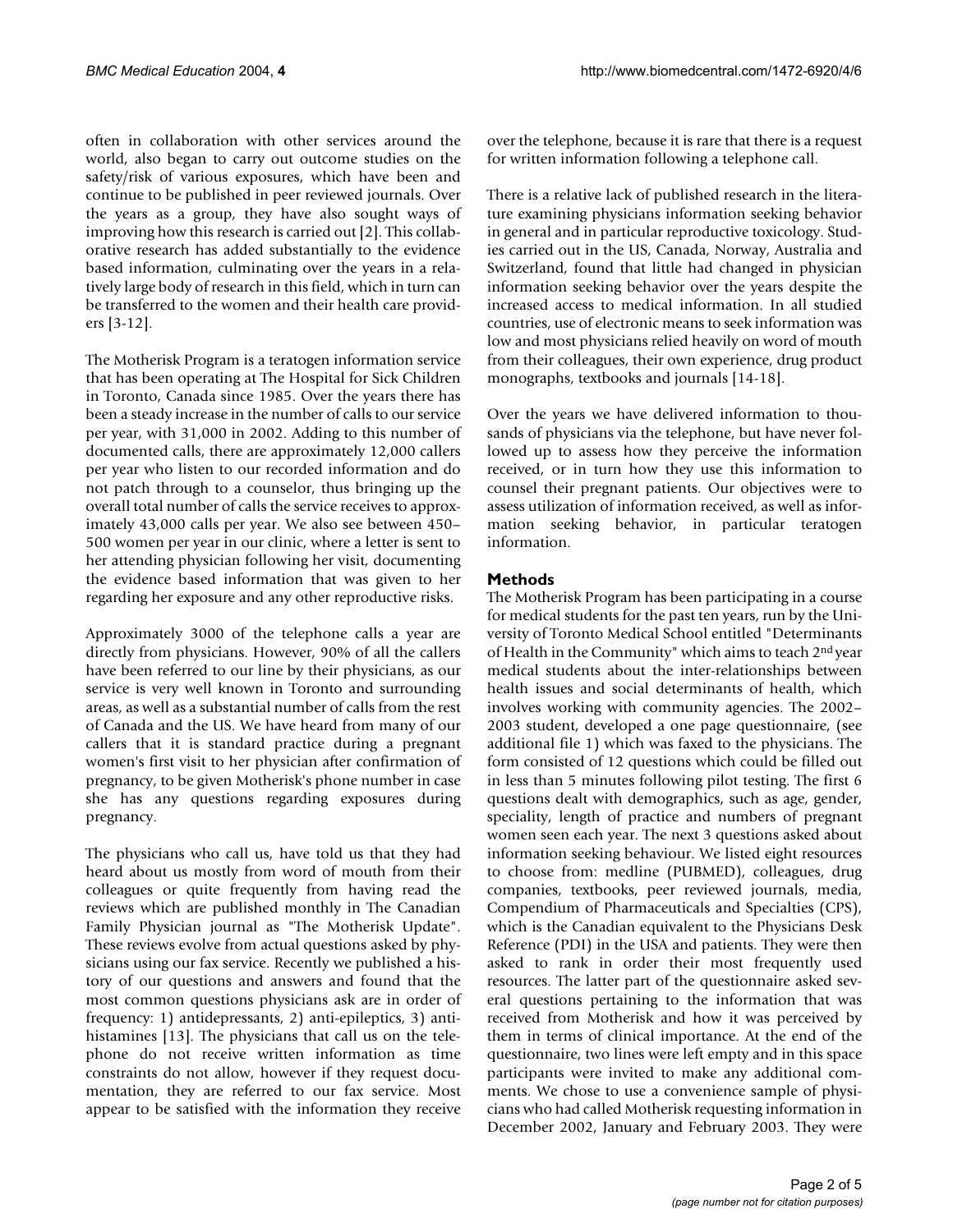often in collaboration with other services around the world, also began to carry out outcome studies on the safety/risk of various exposures, which have been and continue to be published in peer reviewed journals. Over the years as a group, they have also sought ways of improving how this research is carried out [2]. This collaborative research has added substantially to the evidence based information, culminating over the years in a relatively large body of research in this field, which in turn can be transferred to the women and their health care providers [3-12].

The Motherisk Program is a teratogen information service that has been operating at The Hospital for Sick Children in Toronto, Canada since 1985. Over the years there has been a steady increase in the number of calls to our service per year, with 31,000 in 2002. Adding to this number of documented calls, there are approximately 12,000 callers per year who listen to our recorded information and do not patch through to a counselor, thus bringing up the overall total number of calls the service receives to approximately 43,000 calls per year. We also see between 450–500 women per year in our clinic, where a letter is sent to her attending physician following her visit, documenting the evidence based information that was given to her regarding her exposure and any other reproductive risks.

Approximately 3000 of the telephone calls a year are directly from physicians. However, 90% of all the callers have been referred to our line by their physicians, as our service is very well known in Toronto and surrounding areas, as well as a substantial number of calls from the rest of Canada and the US. We have heard from many of our callers that it is standard practice during a pregnant women's first visit to her physician after confirmation of pregnancy, to be given Motherisk's phone number in case she has any questions regarding exposures during pregnancy.

The physicians who call us, have told us that they had heard about us mostly from word of mouth from their colleagues or quite frequently from having read the reviews which are published monthly in The Canadian Family Physician journal as "The Motherisk Update". These reviews evolve from actual questions asked by physicians using our fax service. Recently we published a history of our questions and answers and found that the most common questions physicians ask are in order of frequency: 1) antidepressants, 2) anti-epileptics, 3) antihistamines [13]. The physicians that call us on the telephone do not receive written information as time constraints do not allow, however if they request documentation, they are referred to our fax service. Most appear to be satisfied with the information they receive over the telephone, because it is rare that there is a request for written information following a telephone call.

There is a relative lack of published research in the literature examining physicians information seeking behavior in general and in particular reproductive toxicology. Studies carried out in the US, Canada, Norway, Australia and Switzerland, found that little had changed in physician information seeking behavior over the years despite the increased access to medical information. In all studied countries, use of electronic means to seek information was low and most physicians relied heavily on word of mouth from their colleagues, their own experience, drug product monographs, textbooks and journals [14-18].

Over the years we have delivered information to thousands of physicians via the telephone, but have never followed up to assess how they perceive the information received, or in turn how they use this information to counsel their pregnant patients. Our objectives were to assess utilization of information received, as well as information seeking behavior, in particular teratogen information.

## Methods

The Motherisk Program has been participating in a course for medical students for the past ten years, run by the University of Toronto Medical School entitled "Determinants of Health in the Community" which aims to teach 2nd year medical students about the inter-relationships between health issues and social determinants of health, which involves working with community agencies. The 2002–2003 student, developed a one page questionnaire, (see additional file 1) which was faxed to the physicians. The form consisted of 12 questions which could be filled out in less than 5 minutes following pilot testing. The first 6 questions dealt with demographics, such as age, gender, speciality, length of practice and numbers of pregnant women seen each year. The next 3 questions asked about information seeking behaviour. We listed eight resources to choose from: medline (PUBMED), colleagues, drug companies, textbooks, peer reviewed journals, media, Compendium of Pharmaceuticals and Specialties (CPS), which is the Canadian equivalent to the Physicians Desk Reference (PDI) in the USA and patients. They were then asked to rank in order their most frequently used resources. The latter part of the questionnaire asked several questions pertaining to the information that was received from Motherisk and how it was perceived by them in terms of clinical importance. At the end of the questionnaire, two lines were left empty and in this space participants were invited to make any additional comments. We chose to use a convenience sample of physicians who had called Motherisk requesting information in December 2002, January and February 2003. They were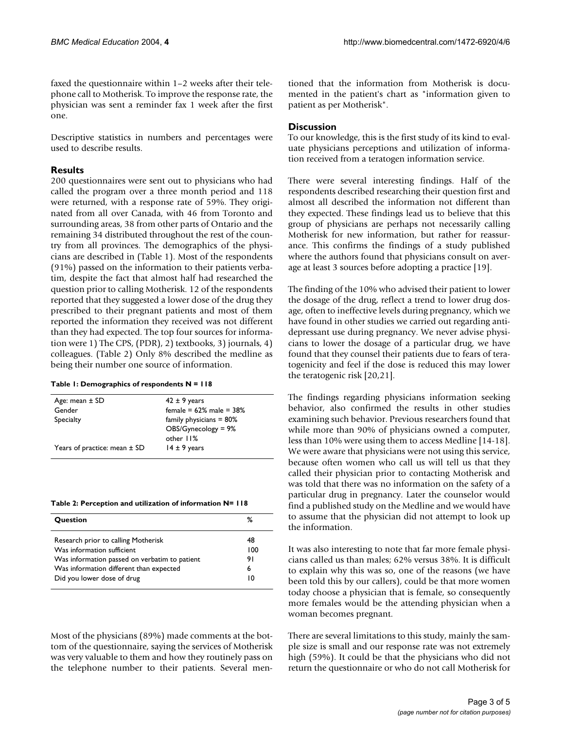faxed the questionnaire within 1–2 weeks after their telephone call to Motherisk. To improve the response rate, the physician was sent a reminder fax 1 week after the first one.

Descriptive statistics in numbers and percentages were used to describe results.

## Results

200 questionnaires were sent out to physicians who had called the program over a three month period and 118 were returned, with a response rate of 59%. They originated from all over Canada, with 46 from Toronto and surrounding areas, 38 from other parts of Ontario and the remaining 34 distributed throughout the rest of the country from all provinces. The demographics of the physicians are described in (Table 1). Most of the respondents (91%) passed on the information to their patients verbatim, despite the fact that almost half had researched the question prior to calling Motherisk. 12 of the respondents reported that they suggested a lower dose of the drug they prescribed to their pregnant patients and most of them reported the information they received was not different than they had expected. The top four sources for information were 1) The CPS, (PDR), 2) textbooks, 3) journals, 4) colleagues. (Table 2) Only 8% described the medline as being their number one source of information.

**Table 1: Demographics of respondents N = 118**

| | |
|---|---|
| Age: mean ± SD | 42 ± 9 years |
| Gender | female = 62% male = 38% |
| Specialty | family physicians = 80%<br>OBS/Gynecology = 9%<br>other 11% |
| Years of practice: mean ± SD | 14 ± 9 years |

**Table 2: Perception and utilization of information N= 118**

| Question | % |
|---|---|
| Research prior to calling Motherisk | 48 |
| Was information sufficient | 100 |
| Was information passed on verbatim to patient | 91 |
| Was information different than expected | 6 |
| Did you lower dose of drug | 10 |

Most of the physicians (89%) made comments at the bottom of the questionnaire, saying the services of Motherisk was very valuable to them and how they routinely pass on the telephone number to their patients. Several mentioned that the information from Motherisk is documented in the patient's chart as "information given to patient as per Motherisk".

## Discussion

To our knowledge, this is the first study of its kind to evaluate physicians perceptions and utilization of information received from a teratogen information service.

There were several interesting findings. Half of the respondents described researching their question first and almost all described the information not different than they expected. These findings lead us to believe that this group of physicians are perhaps not necessarily calling Motherisk for new information, but rather for reassurance. This confirms the findings of a study published where the authors found that physicians consult on average at least 3 sources before adopting a practice [19].

The finding of the 10% who advised their patient to lower the dosage of the drug, reflect a trend to lower drug dosage, often to ineffective levels during pregnancy, which we have found in other studies we carried out regarding antidepressant use during pregnancy. We never advise physicians to lower the dosage of a particular drug, we have found that they counsel their patients due to fears of teratogenicity and feel if the dose is reduced this may lower the teratogenic risk [20,21].

The findings regarding physicians information seeking behavior, also confirmed the results in other studies examining such behavior. Previous researchers found that while more than 90% of physicians owned a computer, less than 10% were using them to access Medline [14-18]. We were aware that physicians were not using this service, because often women who call us will tell us that they called their physician prior to contacting Motherisk and was told that there was no information on the safety of a particular drug in pregnancy. Later the counselor would find a published study on the Medline and we would have to assume that the physician did not attempt to look up the information.

It was also interesting to note that far more female physicians called us than males; 62% versus 38%. It is difficult to explain why this was so, one of the reasons (we have been told this by our callers), could be that more women today choose a physician that is female, so consequently more females would be the attending physician when a woman becomes pregnant.

There are several limitations to this study, mainly the sample size is small and our response rate was not extremely high (59%). It could be that the physicians who did not return the questionnaire or who do not call Motherisk for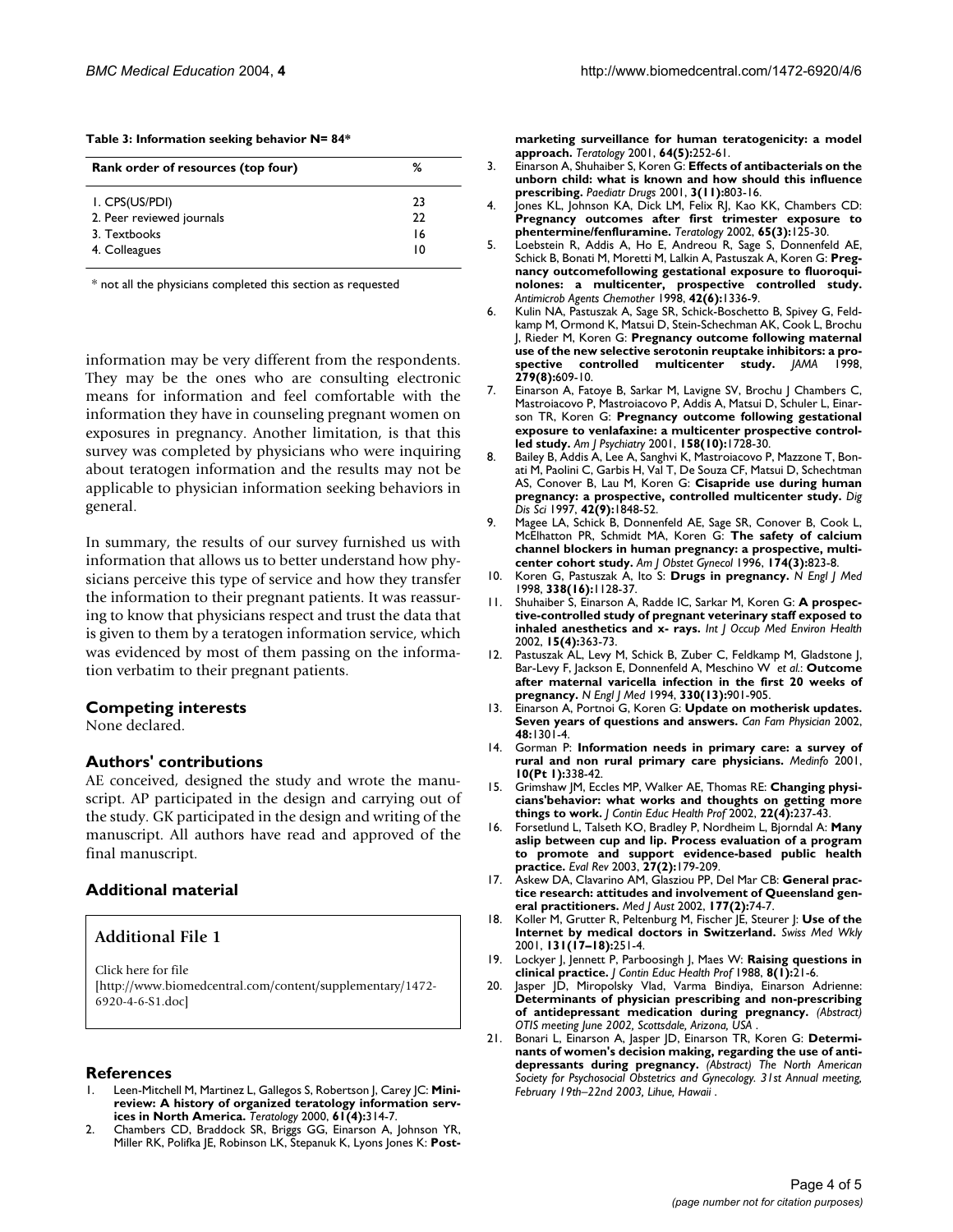**Table 3: Information seeking behavior N= 84***

| Rank order of resources (top four) | % |
|---|---|
| 1. CPS(US/PDI) | 23 |
| 2. Peer reviewed journals | 22 |
| 3. Textbooks | 16 |
| 4. Colleagues | 10 |

* not all the physicians completed this section as requested

information may be very different from the respondents. They may be the ones who are consulting electronic means for information and feel comfortable with the information they have in counseling pregnant women on exposures in pregnancy. Another limitation, is that this survey was completed by physicians who were inquiring about teratogen information and the results may not be applicable to physician information seeking behaviors in general.

In summary, the results of our survey furnished us with information that allows us to better understand how physicians perceive this type of service and how they transfer the information to their pregnant patients. It was reassuring to know that physicians respect and trust the data that is given to them by a teratogen information service, which was evidenced by most of them passing on the information verbatim to their pregnant patients.

## Competing interests

None declared.

## Authors' contributions

AE conceived, designed the study and wrote the manuscript. AP participated in the design and carrying out of the study. GK participated in the design and writing of the manuscript. All authors have read and approved of the final manuscript.

## Additional material

### Additional File 1

Click here for file
[http://www.biomedcentral.com/content/supplementary/1472-6920-4-6-S1.doc]

## References

1. Leen-Mitchell M, Martinez L, Gallegos S, Robertson J, Carey JC: **Mini-review: A history of organized teratology information services in North America.** *Teratology* 2000, **61(4):**314-7.
2. Chambers CD, Braddock SR, Briggs GG, Einarson A, Johnson YR, Miller RK, Polifka JE, Robinson LK, Stepanuk K, Lyons Jones K: **Post-marketing surveillance for human teratogenicity: a model approach.** *Teratology* 2001, **64(5):**252-61.
3. Einarson A, Shuhaiber S, Koren G: **Effects of antibacterials on the unborn child: what is known and how should this influence prescribing.** *Paediatr Drugs* 2001, **3(11):**803-16.
4. Jones KL, Johnson KA, Dick LM, Felix RJ, Kao KK, Chambers CD: **Pregnancy outcomes after first trimester exposure to phentermine/fenfluramine.** *Teratology* 2002, **65(3):**125-30.
5. Loebstein R, Addis A, Ho E, Andreou R, Sage S, Donnenfeld AE, Schick B, Bonati M, Moretti M, Lalkin A, Pastuszak A, Koren G: **Pregnancy outcomefollowing gestational exposure to fluoroquinolones: a multicenter, prospective controlled study.** *Antimicrob Agents Chemother* 1998, **42(6):**1336-9.
6. Kulin NA, Pastuszak A, Sage SR, Schick-Boschetto B, Spivey G, Feldkamp M, Ormond K, Matsui D, Stein-Schechman AK, Cook L, Brochu J, Rieder M, Koren G: **Pregnancy outcome following maternal use of the new selective serotonin reuptake inhibitors: a prospective controlled multicenter study.** *JAMA* 1998, **279(8):**609-10.
7. Einarson A, Fatoye B, Sarkar M, Lavigne SV, Brochu J Chambers C, Mastroiacovo P, Mastroiacovo P, Addis A, Matsui D, Schuler L, Einarson TR, Koren G: **Pregnancy outcome following gestational exposure to venlafaxine: a multicenter prospective controlled study.** *Am J Psychiatry* 2001, **158(10):**1728-30.
8. Bailey B, Addis A, Lee A, Sanghvi K, Mastroiacovo P, Mazzone T, Bonati M, Paolini C, Garbis H, Val T, De Souza CF, Matsui D, Schechtman AS, Conover B, Lau M, Koren G: **Cisapride use during human pregnancy: a prospective, controlled multicenter study.** *Dig Dis Sci* 1997, **42(9):**1848-52.
9. Magee LA, Schick B, Donnenfeld AE, Sage SR, Conover B, Cook L, McElhatton PR, Schmidt MA, Koren G: **The safety of calcium channel blockers in human pregnancy: a prospective, multicenter cohort study.** *Am J Obstet Gynecol* 1996, **174(3):**823-8.
10. Koren G, Pastuszak A, Ito S: **Drugs in pregnancy.** *N Engl J Med* 1998, **338(16):**1128-37.
11. Shuhaiber S, Einarson A, Radde IC, Sarkar M, Koren G: **A prospective-controlled study of pregnant veterinary staff exposed to inhaled anesthetics and x- rays.** *Int J Occup Med Environ Health* 2002, **15(4):**363-73.
12. Pastuszak AL, Levy M, Schick B, Zuber C, Feldkamp M, Gladstone J, Bar-Levy F, Jackson E, Donnenfeld A, Meschino W *et al.*: **Outcome after maternal varicella infection in the first 20 weeks of pregnancy.** *N Engl J Med* 1994, **330(13):**901-905.
13. Einarson A, Portnoi G, Koren G: **Update on motherisk updates. Seven years of questions and answers.** *Can Fam Physician* 2002, **48:**1301-4.
14. Gorman P: **Information needs in primary care: a survey of rural and non rural primary care physicians.** *Medinfo* 2001, **10(Pt 1):**338-42.
15. Grimshaw JM, Eccles MP, Walker AE, Thomas RE: **Changing physicians'behavior: what works and thoughts on getting more things to work.** *J Contin Educ Health Prof* 2002, **22(4):**237-43.
16. Forsetlund L, Talseth KO, Bradley P, Nordheim L, Bjorndal A: **Many aslip between cup and lip. Process evaluation of a program to promote and support evidence-based public health practice.** *Eval Rev* 2003, **27(2):**179-209.
17. Askew DA, Clavarino AM, Glasziou PP, Del Mar CB: **General practice research: attitudes and involvement of Queensland general practitioners.** *Med J Aust* 2002, **177(2):**74-7.
18. Koller M, Grutter R, Peltenburg M, Fischer JE, Steurer J: **Use of the Internet by medical doctors in Switzerland.** *Swiss Med Wkly* 2001, **131(17–18):**251-4.
19. Lockyer J, Jennett P, Parboosingh J, Maes W: **Raising questions in clinical practice.** *J Contin Educ Health Prof* 1988, **8(1):**21-6.
20. Jasper JD, Miropolsky Vlad, Varma Bindiya, Einarson Adrienne: **Determinants of physician prescribing and non-prescribing of antidepressant medication during pregnancy.** *(Abstract) OTIS meeting June 2002, Scottsdale, Arizona, USA* .
21. Bonari L, Einarson A, Jasper JD, Einarson TR, Koren G: **Determinants of women's decision making, regarding the use of antidepressants during pregnancy.** *(Abstract) The North American Society for Psychosocial Obstetrics and Gynecology. 31st Annual meeting, February 19th–22nd 2003, Lihue, Hawaii* .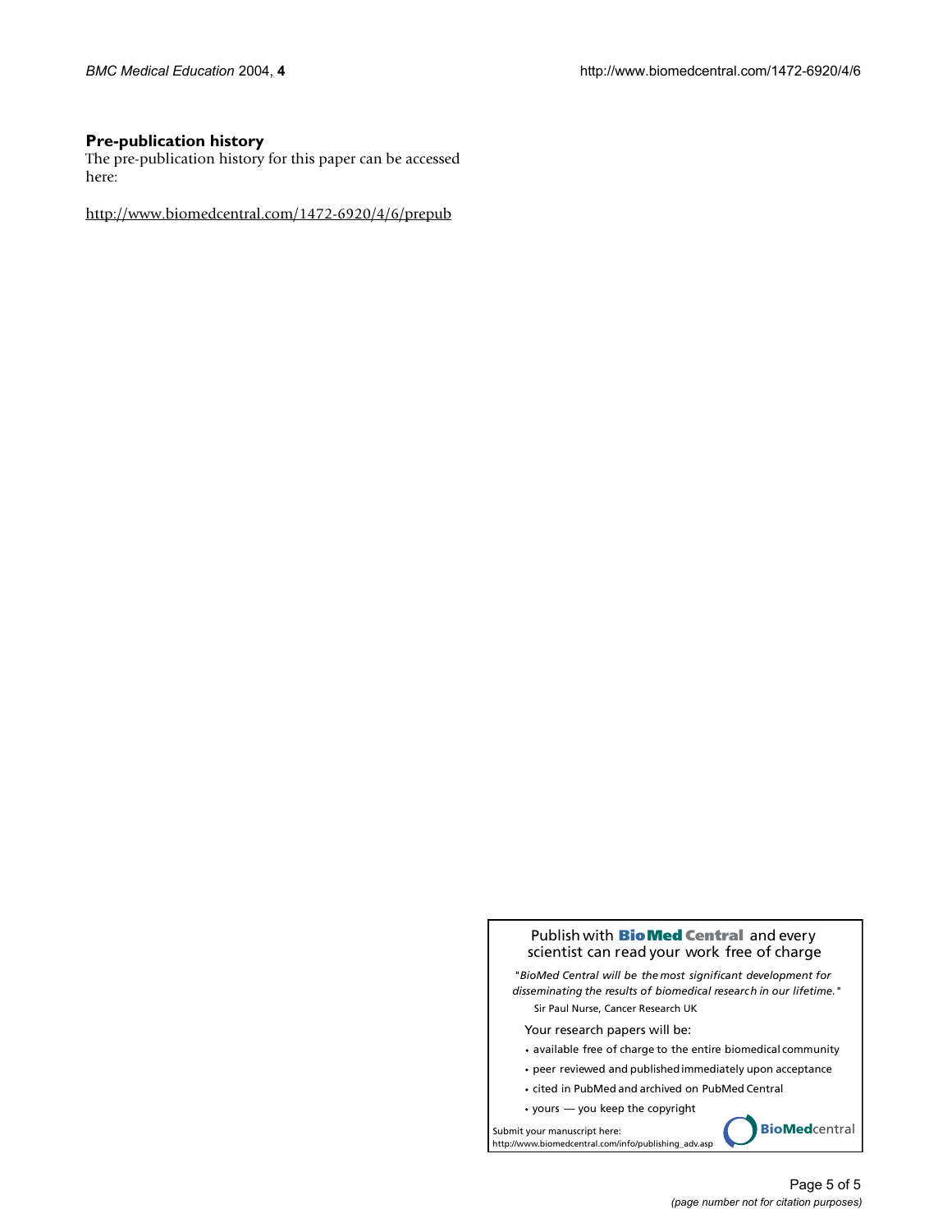## Pre-publication history

The pre-publication history for this paper can be accessed here:

http://www.biomedcentral.com/1472-6920/4/6/prepub

Publish with **BioMed Central** and every scientist can read your work free of charge

*"BioMed Central will be the most significant development for disseminating the results of biomedical research in our lifetime."*

Sir Paul Nurse, Cancer Research UK

Your research papers will be:

- available free of charge to the entire biomedical community
- peer reviewed and published immediately upon acceptance
- cited in PubMed and archived on PubMed Central
- yours — you keep the copyright

Submit your manuscript here:
http://www.biomedcentral.com/info/publishing_adv.asp

**BioMed**central